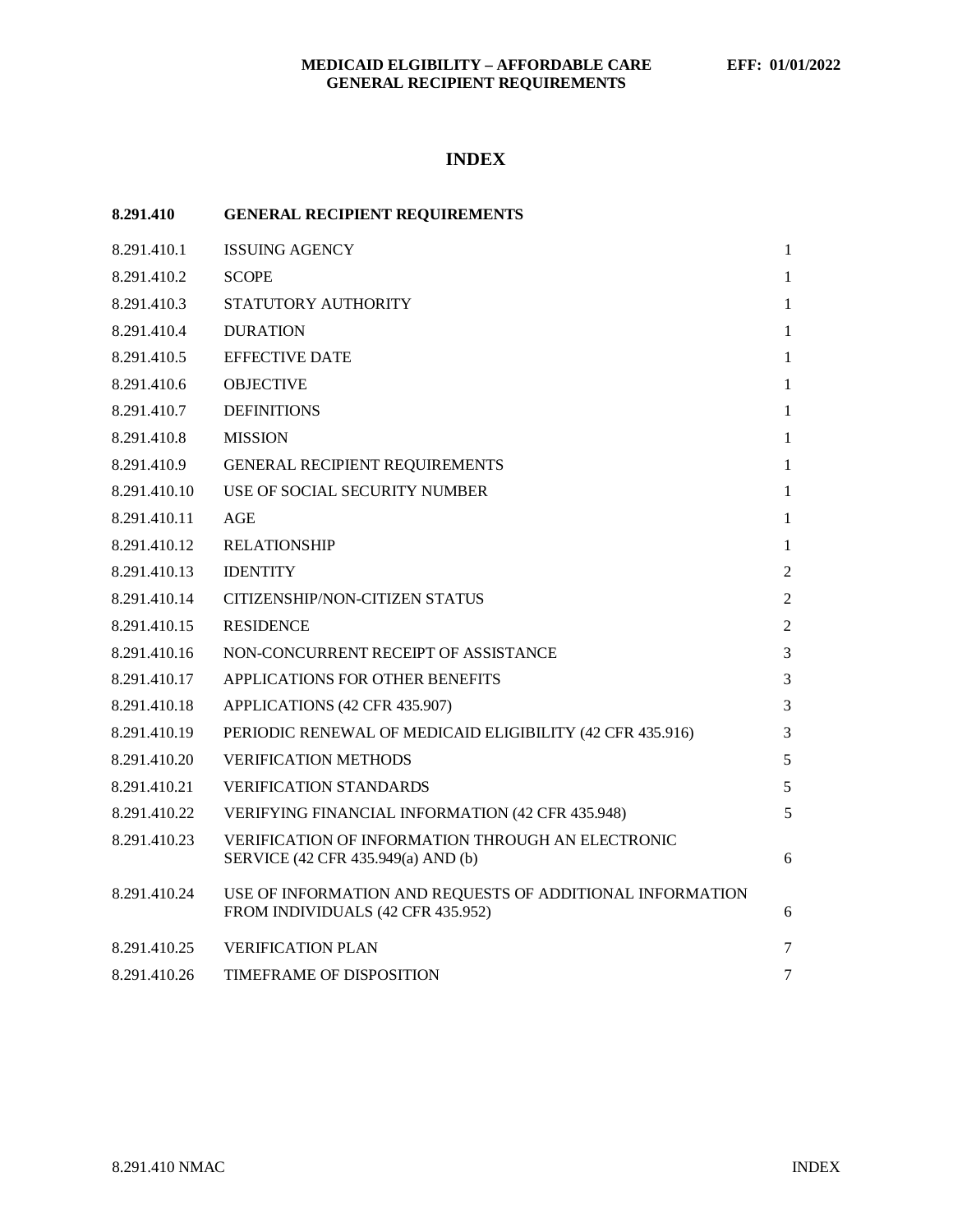**MEDICAID ELGIBILITY – AFFORDABLE CARE**
**GENERAL RECIPIENT REQUIREMENTS**

**EFF: 01/01/2022**

# INDEX

| **8.291.410** | **GENERAL RECIPIENT REQUIREMENTS** | |
|---|---|---|
| 8.291.410.1 | ISSUING AGENCY | 1 |
| 8.291.410.2 | SCOPE | 1 |
| 8.291.410.3 | STATUTORY AUTHORITY | 1 |
| 8.291.410.4 | DURATION | 1 |
| 8.291.410.5 | EFFECTIVE DATE | 1 |
| 8.291.410.6 | OBJECTIVE | 1 |
| 8.291.410.7 | DEFINITIONS | 1 |
| 8.291.410.8 | MISSION | 1 |
| 8.291.410.9 | GENERAL RECIPIENT REQUIREMENTS | 1 |
| 8.291.410.10 | USE OF SOCIAL SECURITY NUMBER | 1 |
| 8.291.410.11 | AGE | 1 |
| 8.291.410.12 | RELATIONSHIP | 1 |
| 8.291.410.13 | IDENTITY | 2 |
| 8.291.410.14 | CITIZENSHIP/NON-CITIZEN STATUS | 2 |
| 8.291.410.15 | RESIDENCE | 2 |
| 8.291.410.16 | NON-CONCURRENT RECEIPT OF ASSISTANCE | 3 |
| 8.291.410.17 | APPLICATIONS FOR OTHER BENEFITS | 3 |
| 8.291.410.18 | APPLICATIONS (42 CFR 435.907) | 3 |
| 8.291.410.19 | PERIODIC RENEWAL OF MEDICAID ELIGIBILITY (42 CFR 435.916) | 3 |
| 8.291.410.20 | VERIFICATION METHODS | 5 |
| 8.291.410.21 | VERIFICATION STANDARDS | 5 |
| 8.291.410.22 | VERIFYING FINANCIAL INFORMATION (42 CFR 435.948) | 5 |
| 8.291.410.23 | VERIFICATION OF INFORMATION THROUGH AN ELECTRONIC SERVICE (42 CFR 435.949(a) AND (b) | 6 |
| 8.291.410.24 | USE OF INFORMATION AND REQUESTS OF ADDITIONAL INFORMATION FROM INDIVIDUALS (42 CFR 435.952) | 6 |
| 8.291.410.25 | VERIFICATION PLAN | 7 |
| 8.291.410.26 | TIMEFRAME OF DISPOSITION | 7 |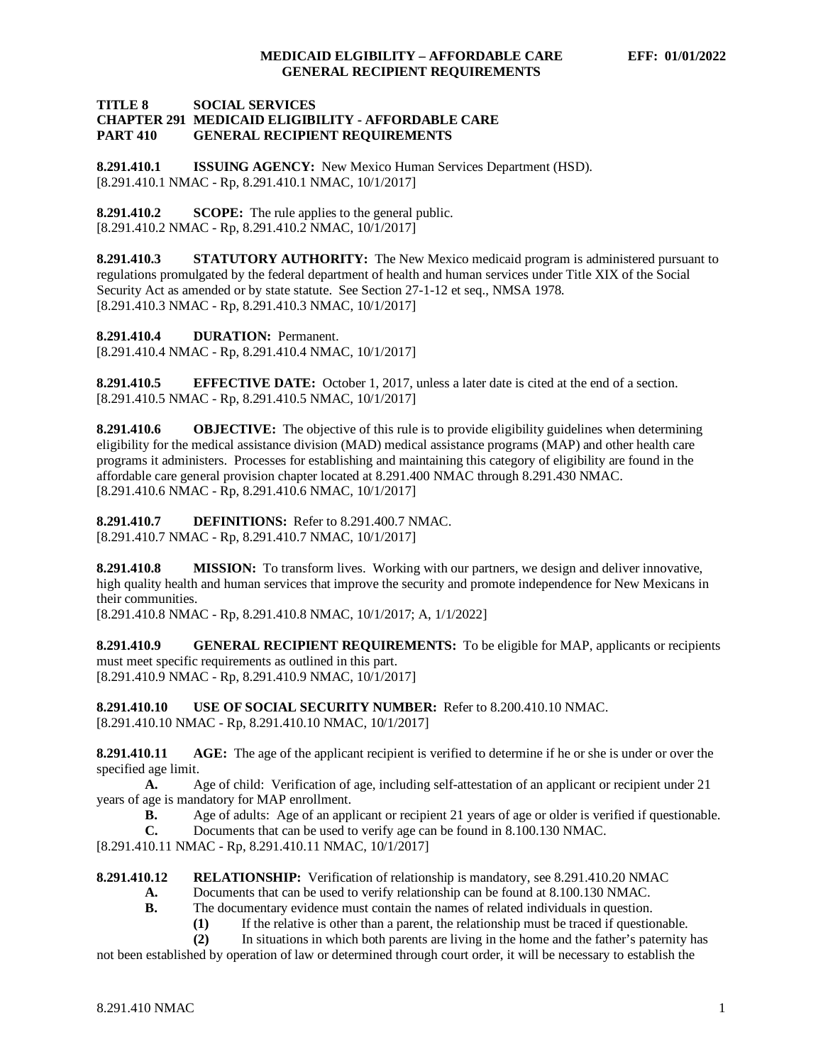# TITLE 8 SOCIAL SERVICES
# CHAPTER 291 MEDICAID ELIGIBILITY - AFFORDABLE CARE
# PART 410 GENERAL RECIPIENT REQUIREMENTS

**8.291.410.1 ISSUING AGENCY:** New Mexico Human Services Department (HSD).
[8.291.410.1 NMAC - Rp, 8.291.410.1 NMAC, 10/1/2017]

**8.291.410.2 SCOPE:** The rule applies to the general public.
[8.291.410.2 NMAC - Rp, 8.291.410.2 NMAC, 10/1/2017]

**8.291.410.3 STATUTORY AUTHORITY:** The New Mexico medicaid program is administered pursuant to regulations promulgated by the federal department of health and human services under Title XIX of the Social Security Act as amended or by state statute. See Section 27-1-12 et seq., NMSA 1978.
[8.291.410.3 NMAC - Rp, 8.291.410.3 NMAC, 10/1/2017]

**8.291.410.4 DURATION:** Permanent.
[8.291.410.4 NMAC - Rp, 8.291.410.4 NMAC, 10/1/2017]

**8.291.410.5 EFFECTIVE DATE:** October 1, 2017, unless a later date is cited at the end of a section.
[8.291.410.5 NMAC - Rp, 8.291.410.5 NMAC, 10/1/2017]

**8.291.410.6 OBJECTIVE:** The objective of this rule is to provide eligibility guidelines when determining eligibility for the medical assistance division (MAD) medical assistance programs (MAP) and other health care programs it administers. Processes for establishing and maintaining this category of eligibility are found in the affordable care general provision chapter located at 8.291.400 NMAC through 8.291.430 NMAC.
[8.291.410.6 NMAC - Rp, 8.291.410.6 NMAC, 10/1/2017]

**8.291.410.7 DEFINITIONS:** Refer to 8.291.400.7 NMAC.
[8.291.410.7 NMAC - Rp, 8.291.410.7 NMAC, 10/1/2017]

**8.291.410.8 MISSION:** To transform lives. Working with our partners, we design and deliver innovative, high quality health and human services that improve the security and promote independence for New Mexicans in their communities.
[8.291.410.8 NMAC - Rp, 8.291.410.8 NMAC, 10/1/2017; A, 1/1/2022]

**8.291.410.9 GENERAL RECIPIENT REQUIREMENTS:** To be eligible for MAP, applicants or recipients must meet specific requirements as outlined in this part.
[8.291.410.9 NMAC - Rp, 8.291.410.9 NMAC, 10/1/2017]

**8.291.410.10 USE OF SOCIAL SECURITY NUMBER:** Refer to 8.200.410.10 NMAC.
[8.291.410.10 NMAC - Rp, 8.291.410.10 NMAC, 10/1/2017]

**8.291.410.11 AGE:** The age of the applicant recipient is verified to determine if he or she is under or over the specified age limit.

**A.** Age of child: Verification of age, including self-attestation of an applicant or recipient under 21 years of age is mandatory for MAP enrollment.

**B.** Age of adults: Age of an applicant or recipient 21 years of age or older is verified if questionable.

**C.** Documents that can be used to verify age can be found in 8.100.130 NMAC.

[8.291.410.11 NMAC - Rp, 8.291.410.11 NMAC, 10/1/2017]

**8.291.410.12 RELATIONSHIP:** Verification of relationship is mandatory, see 8.291.410.20 NMAC

**A.** Documents that can be used to verify relationship can be found at 8.100.130 NMAC.

**B.** The documentary evidence must contain the names of related individuals in question.

**(1)** If the relative is other than a parent, the relationship must be traced if questionable.

**(2)** In situations in which both parents are living in the home and the father's paternity has not been established by operation of law or determined through court order, it will be necessary to establish the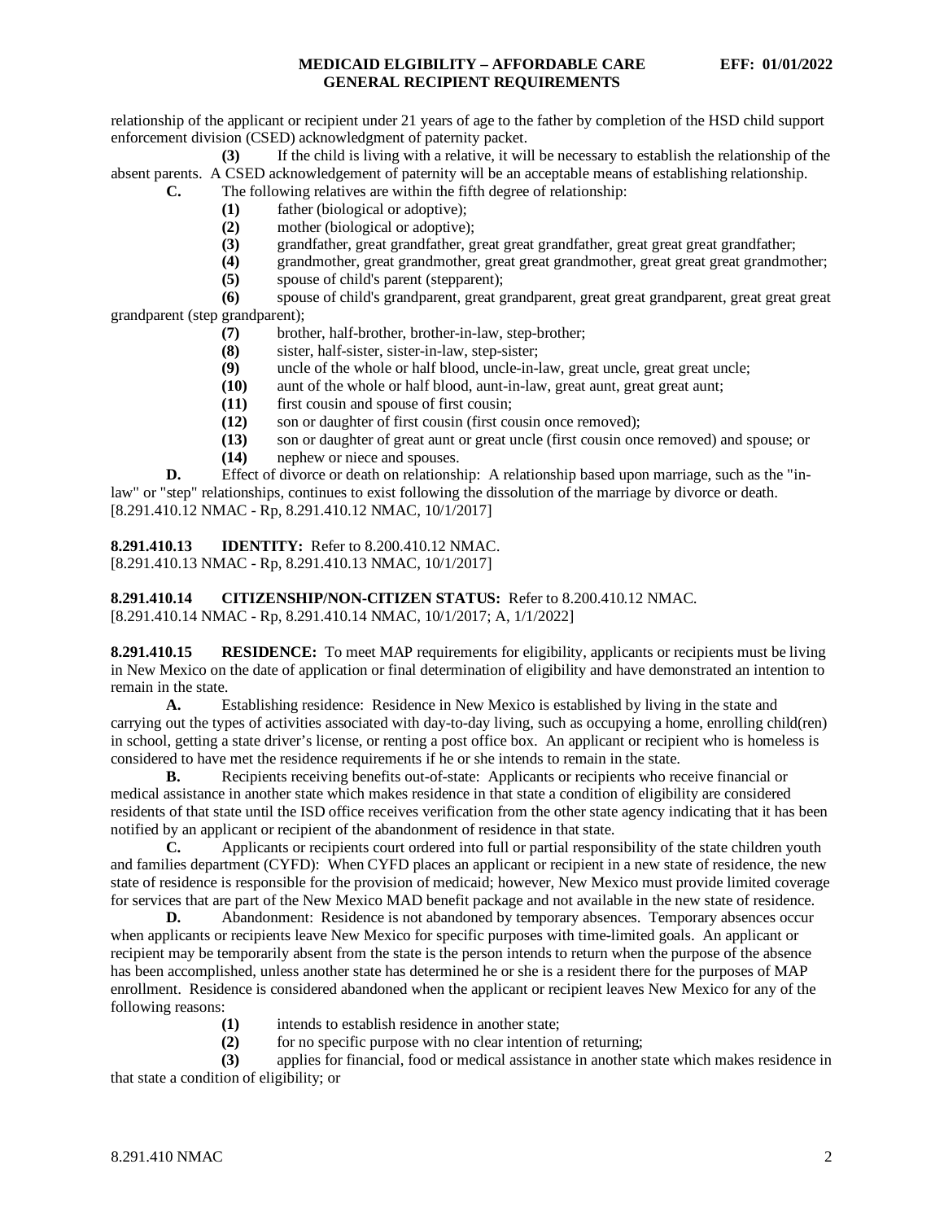relationship of the applicant or recipient under 21 years of age to the father by completion of the HSD child support enforcement division (CSED) acknowledgment of paternity packet.

**(3)** If the child is living with a relative, it will be necessary to establish the relationship of the absent parents. A CSED acknowledgement of paternity will be an acceptable means of establishing relationship.

**C.** The following relatives are within the fifth degree of relationship:

**(1)** father (biological or adoptive);

**(2)** mother (biological or adoptive);

**(3)** grandfather, great grandfather, great great grandfather, great great great grandfather;

**(4)** grandmother, great grandmother, great great grandmother, great great great grandmother;

**(5)** spouse of child's parent (stepparent);

**(6)** spouse of child's grandparent, great grandparent, great great grandparent, great great great grandparent (step grandparent);

**(7)** brother, half-brother, brother-in-law, step-brother;

**(8)** sister, half-sister, sister-in-law, step-sister;

**(9)** uncle of the whole or half blood, uncle-in-law, great uncle, great great uncle;

**(10)** aunt of the whole or half blood, aunt-in-law, great aunt, great great aunt;

**(11)** first cousin and spouse of first cousin;

**(12)** son or daughter of first cousin (first cousin once removed);

**(13)** son or daughter of great aunt or great uncle (first cousin once removed) and spouse; or

**(14)** nephew or niece and spouses.

**D.** Effect of divorce or death on relationship: A relationship based upon marriage, such as the "in-law" or "step" relationships, continues to exist following the dissolution of the marriage by divorce or death.
[8.291.410.12 NMAC - Rp, 8.291.410.12 NMAC, 10/1/2017]

**8.291.410.13 IDENTITY:** Refer to 8.200.410.12 NMAC.
[8.291.410.13 NMAC - Rp, 8.291.410.13 NMAC, 10/1/2017]

**8.291.410.14 CITIZENSHIP/NON-CITIZEN STATUS:** Refer to 8.200.410.12 NMAC.
[8.291.410.14 NMAC - Rp, 8.291.410.14 NMAC, 10/1/2017; A, 1/1/2022]

**8.291.410.15 RESIDENCE:** To meet MAP requirements for eligibility, applicants or recipients must be living in New Mexico on the date of application or final determination of eligibility and have demonstrated an intention to remain in the state.

**A.** Establishing residence: Residence in New Mexico is established by living in the state and carrying out the types of activities associated with day-to-day living, such as occupying a home, enrolling child(ren) in school, getting a state driver's license, or renting a post office box. An applicant or recipient who is homeless is considered to have met the residence requirements if he or she intends to remain in the state.

**B.** Recipients receiving benefits out-of-state: Applicants or recipients who receive financial or medical assistance in another state which makes residence in that state a condition of eligibility are considered residents of that state until the ISD office receives verification from the other state agency indicating that it has been notified by an applicant or recipient of the abandonment of residence in that state.

**C.** Applicants or recipients court ordered into full or partial responsibility of the state children youth and families department (CYFD): When CYFD places an applicant or recipient in a new state of residence, the new state of residence is responsible for the provision of medicaid; however, New Mexico must provide limited coverage for services that are part of the New Mexico MAD benefit package and not available in the new state of residence.

**D.** Abandonment: Residence is not abandoned by temporary absences. Temporary absences occur when applicants or recipients leave New Mexico for specific purposes with time-limited goals. An applicant or recipient may be temporarily absent from the state is the person intends to return when the purpose of the absence has been accomplished, unless another state has determined he or she is a resident there for the purposes of MAP enrollment. Residence is considered abandoned when the applicant or recipient leaves New Mexico for any of the following reasons:

**(1)** intends to establish residence in another state;

**(2)** for no specific purpose with no clear intention of returning;

**(3)** applies for financial, food or medical assistance in another state which makes residence in that state a condition of eligibility; or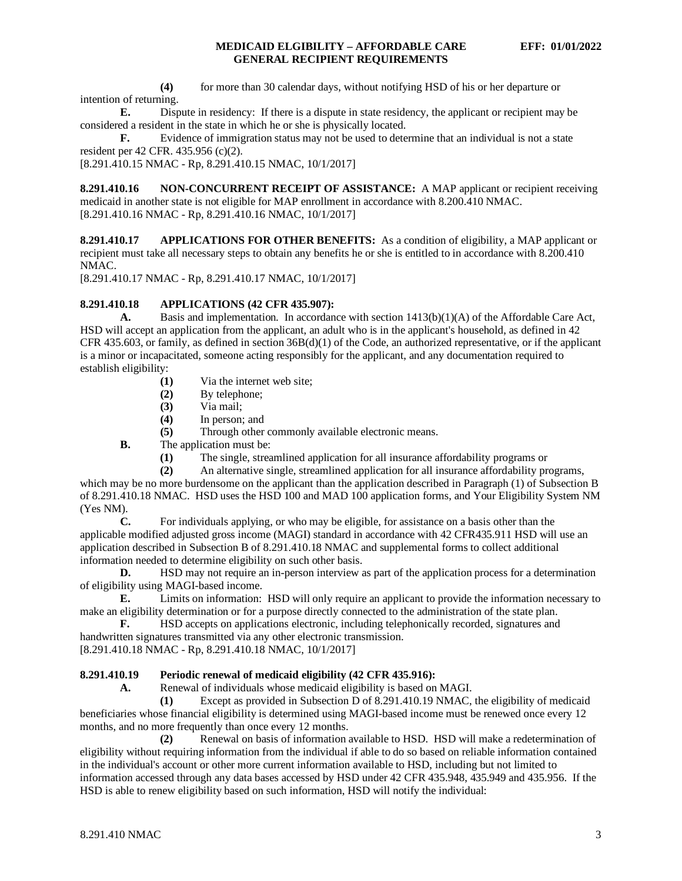**(4)** for more than 30 calendar days, without notifying HSD of his or her departure or intention of returning.

**E.** Dispute in residency: If there is a dispute in state residency, the applicant or recipient may be considered a resident in the state in which he or she is physically located.

**F.** Evidence of immigration status may not be used to determine that an individual is not a state resident per 42 CFR. 435.956 (c)(2).

[8.291.410.15 NMAC - Rp, 8.291.410.15 NMAC, 10/1/2017]

**8.291.410.16 NON-CONCURRENT RECEIPT OF ASSISTANCE:** A MAP applicant or recipient receiving medicaid in another state is not eligible for MAP enrollment in accordance with 8.200.410 NMAC.

[8.291.410.16 NMAC - Rp, 8.291.410.16 NMAC, 10/1/2017]

**8.291.410.17 APPLICATIONS FOR OTHER BENEFITS:** As a condition of eligibility, a MAP applicant or recipient must take all necessary steps to obtain any benefits he or she is entitled to in accordance with 8.200.410 NMAC.

[8.291.410.17 NMAC - Rp, 8.291.410.17 NMAC, 10/1/2017]

**8.291.410.18 APPLICATIONS (42 CFR 435.907):**

**A.** Basis and implementation. In accordance with section 1413(b)(1)(A) of the Affordable Care Act, HSD will accept an application from the applicant, an adult who is in the applicant's household, as defined in 42 CFR 435.603, or family, as defined in section 36B(d)(1) of the Code, an authorized representative, or if the applicant is a minor or incapacitated, someone acting responsibly for the applicant, and any documentation required to establish eligibility:

**(1)** Via the internet web site;

**(2)** By telephone;

**(3)** Via mail;

**(4)** In person; and

**(5)** Through other commonly available electronic means.

**B.** The application must be:

**(1)** The single, streamlined application for all insurance affordability programs or

**(2)** An alternative single, streamlined application for all insurance affordability programs, which may be no more burdensome on the applicant than the application described in Paragraph (1) of Subsection B of 8.291.410.18 NMAC. HSD uses the HSD 100 and MAD 100 application forms, and Your Eligibility System NM (Yes NM).

**C.** For individuals applying, or who may be eligible, for assistance on a basis other than the applicable modified adjusted gross income (MAGI) standard in accordance with 42 CFR435.911 HSD will use an application described in Subsection B of 8.291.410.18 NMAC and supplemental forms to collect additional information needed to determine eligibility on such other basis.

**D.** HSD may not require an in-person interview as part of the application process for a determination of eligibility using MAGI-based income.

**E.** Limits on information: HSD will only require an applicant to provide the information necessary to make an eligibility determination or for a purpose directly connected to the administration of the state plan.

**F.** HSD accepts on applications electronic, including telephonically recorded, signatures and handwritten signatures transmitted via any other electronic transmission.

[8.291.410.18 NMAC - Rp, 8.291.410.18 NMAC, 10/1/2017]

**8.291.410.19 Periodic renewal of medicaid eligibility (42 CFR 435.916):**

**A.** Renewal of individuals whose medicaid eligibility is based on MAGI.

**(1)** Except as provided in Subsection D of 8.291.410.19 NMAC, the eligibility of medicaid beneficiaries whose financial eligibility is determined using MAGI-based income must be renewed once every 12 months, and no more frequently than once every 12 months.

**(2)** Renewal on basis of information available to HSD. HSD will make a redetermination of eligibility without requiring information from the individual if able to do so based on reliable information contained in the individual's account or other more current information available to HSD, including but not limited to information accessed through any data bases accessed by HSD under 42 CFR 435.948, 435.949 and 435.956. If the HSD is able to renew eligibility based on such information, HSD will notify the individual: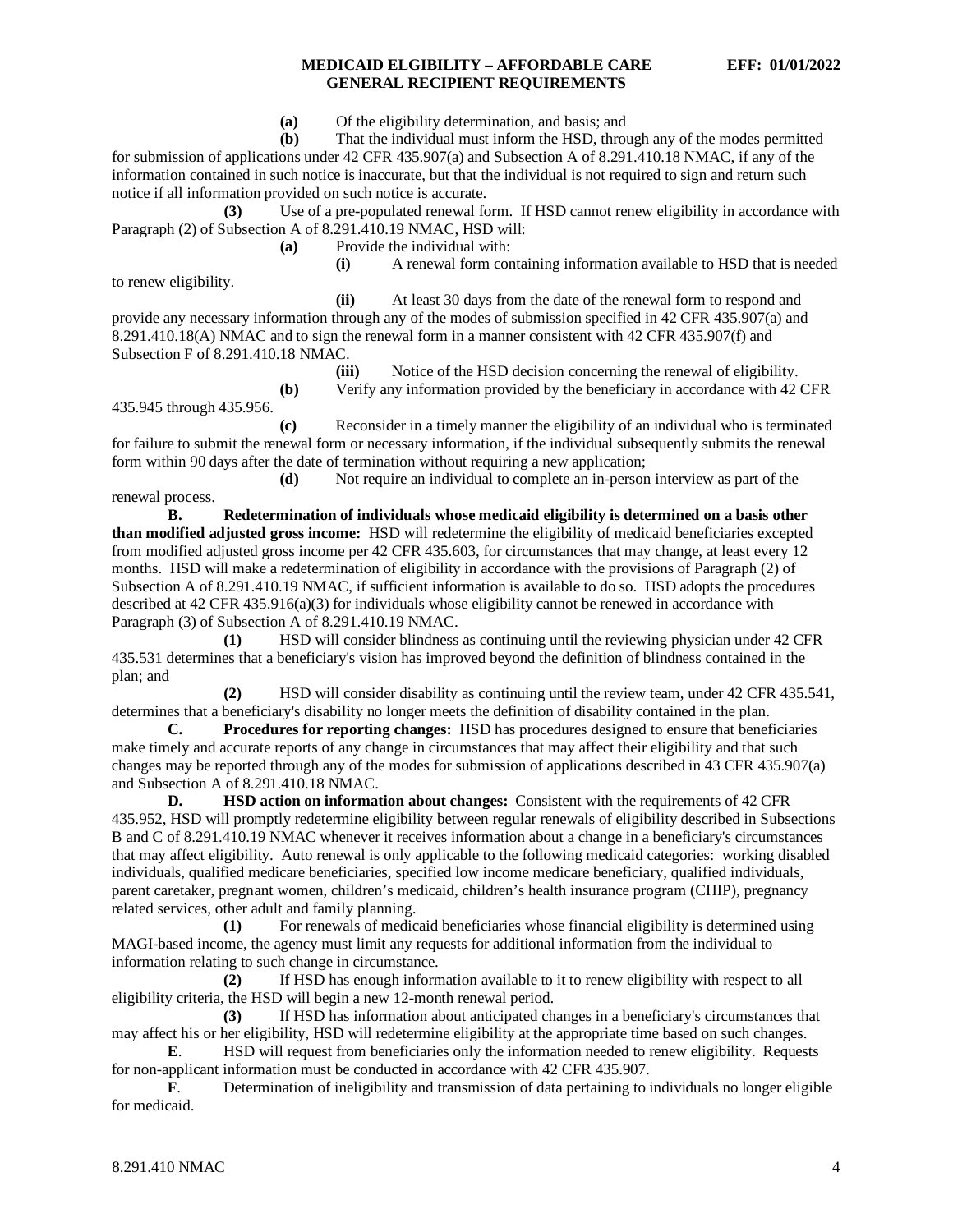**(a)** Of the eligibility determination, and basis; and

**(b)** That the individual must inform the HSD, through any of the modes permitted for submission of applications under 42 CFR 435.907(a) and Subsection A of 8.291.410.18 NMAC, if any of the information contained in such notice is inaccurate, but that the individual is not required to sign and return such notice if all information provided on such notice is accurate.

**(3)** Use of a pre-populated renewal form. If HSD cannot renew eligibility in accordance with Paragraph (2) of Subsection A of 8.291.410.19 NMAC, HSD will:

**(a)** Provide the individual with:

**(i)** A renewal form containing information available to HSD that is needed to renew eligibility.

**(ii)** At least 30 days from the date of the renewal form to respond and provide any necessary information through any of the modes of submission specified in 42 CFR 435.907(a) and 8.291.410.18(A) NMAC and to sign the renewal form in a manner consistent with 42 CFR 435.907(f) and Subsection F of 8.291.410.18 NMAC.

**(iii)** Notice of the HSD decision concerning the renewal of eligibility.

**(b)** Verify any information provided by the beneficiary in accordance with 42 CFR 435.945 through 435.956.

**(c)** Reconsider in a timely manner the eligibility of an individual who is terminated for failure to submit the renewal form or necessary information, if the individual subsequently submits the renewal form within 90 days after the date of termination without requiring a new application;

**(d)** Not require an individual to complete an in-person interview as part of the renewal process.

**B. Redetermination of individuals whose medicaid eligibility is determined on a basis other than modified adjusted gross income:** HSD will redetermine the eligibility of medicaid beneficiaries excepted from modified adjusted gross income per 42 CFR 435.603, for circumstances that may change, at least every 12 months. HSD will make a redetermination of eligibility in accordance with the provisions of Paragraph (2) of Subsection A of 8.291.410.19 NMAC, if sufficient information is available to do so. HSD adopts the procedures described at 42 CFR 435.916(a)(3) for individuals whose eligibility cannot be renewed in accordance with Paragraph (3) of Subsection A of 8.291.410.19 NMAC.

**(1)** HSD will consider blindness as continuing until the reviewing physician under 42 CFR 435.531 determines that a beneficiary's vision has improved beyond the definition of blindness contained in the plan; and

**(2)** HSD will consider disability as continuing until the review team, under 42 CFR 435.541, determines that a beneficiary's disability no longer meets the definition of disability contained in the plan.

**C. Procedures for reporting changes:** HSD has procedures designed to ensure that beneficiaries make timely and accurate reports of any change in circumstances that may affect their eligibility and that such changes may be reported through any of the modes for submission of applications described in 43 CFR 435.907(a) and Subsection A of 8.291.410.18 NMAC.

**D. HSD action on information about changes:** Consistent with the requirements of 42 CFR 435.952, HSD will promptly redetermine eligibility between regular renewals of eligibility described in Subsections B and C of 8.291.410.19 NMAC whenever it receives information about a change in a beneficiary's circumstances that may affect eligibility. Auto renewal is only applicable to the following medicaid categories: working disabled individuals, qualified medicare beneficiaries, specified low income medicare beneficiary, qualified individuals, parent caretaker, pregnant women, children's medicaid, children's health insurance program (CHIP), pregnancy related services, other adult and family planning.

**(1)** For renewals of medicaid beneficiaries whose financial eligibility is determined using MAGI-based income, the agency must limit any requests for additional information from the individual to information relating to such change in circumstance.

**(2)** If HSD has enough information available to it to renew eligibility with respect to all eligibility criteria, the HSD will begin a new 12-month renewal period.

**(3)** If HSD has information about anticipated changes in a beneficiary's circumstances that may affect his or her eligibility, HSD will redetermine eligibility at the appropriate time based on such changes.

**E**. HSD will request from beneficiaries only the information needed to renew eligibility. Requests for non-applicant information must be conducted in accordance with 42 CFR 435.907.

**F**. Determination of ineligibility and transmission of data pertaining to individuals no longer eligible for medicaid.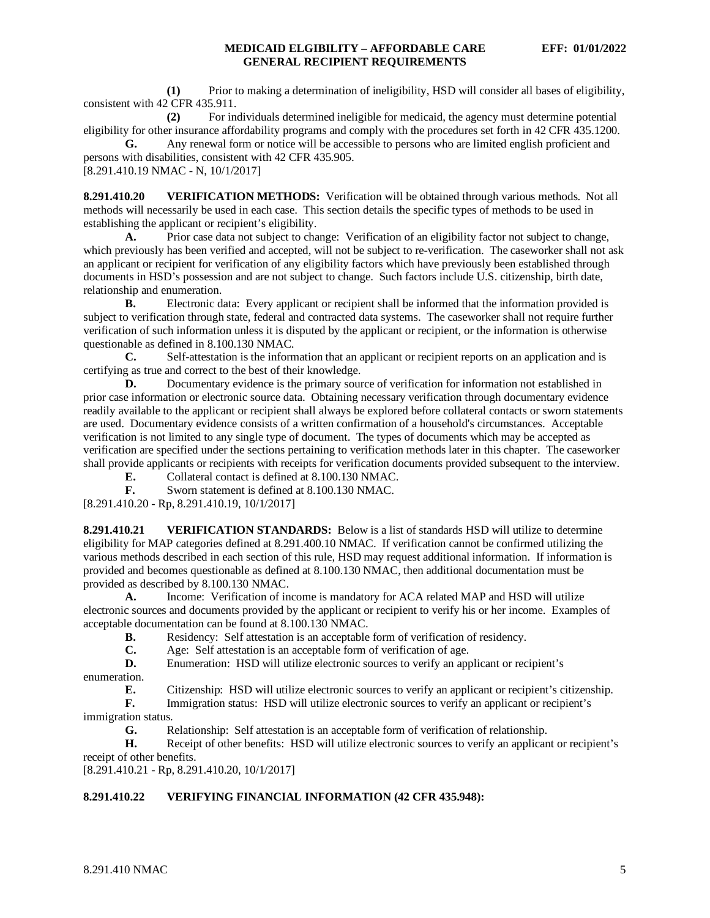**(1)** Prior to making a determination of ineligibility, HSD will consider all bases of eligibility, consistent with 42 CFR 435.911.

**(2)** For individuals determined ineligible for medicaid, the agency must determine potential eligibility for other insurance affordability programs and comply with the procedures set forth in 42 CFR 435.1200.

**G.** Any renewal form or notice will be accessible to persons who are limited english proficient and persons with disabilities, consistent with 42 CFR 435.905.

[8.291.410.19 NMAC - N, 10/1/2017]

**8.291.410.20 VERIFICATION METHODS:** Verification will be obtained through various methods. Not all methods will necessarily be used in each case. This section details the specific types of methods to be used in establishing the applicant or recipient's eligibility.

**A.** Prior case data not subject to change: Verification of an eligibility factor not subject to change, which previously has been verified and accepted, will not be subject to re-verification. The caseworker shall not ask an applicant or recipient for verification of any eligibility factors which have previously been established through documents in HSD's possession and are not subject to change. Such factors include U.S. citizenship, birth date, relationship and enumeration.

**B.** Electronic data: Every applicant or recipient shall be informed that the information provided is subject to verification through state, federal and contracted data systems. The caseworker shall not require further verification of such information unless it is disputed by the applicant or recipient, or the information is otherwise questionable as defined in 8.100.130 NMAC.

**C.** Self-attestation is the information that an applicant or recipient reports on an application and is certifying as true and correct to the best of their knowledge.

**D.** Documentary evidence is the primary source of verification for information not established in prior case information or electronic source data. Obtaining necessary verification through documentary evidence readily available to the applicant or recipient shall always be explored before collateral contacts or sworn statements are used. Documentary evidence consists of a written confirmation of a household's circumstances. Acceptable verification is not limited to any single type of document. The types of documents which may be accepted as verification are specified under the sections pertaining to verification methods later in this chapter. The caseworker shall provide applicants or recipients with receipts for verification documents provided subsequent to the interview.

**E.** Collateral contact is defined at 8.100.130 NMAC.

**F.** Sworn statement is defined at 8.100.130 NMAC.

[8.291.410.20 - Rp, 8.291.410.19, 10/1/2017]

**8.291.410.21 VERIFICATION STANDARDS:** Below is a list of standards HSD will utilize to determine eligibility for MAP categories defined at 8.291.400.10 NMAC. If verification cannot be confirmed utilizing the various methods described in each section of this rule, HSD may request additional information. If information is provided and becomes questionable as defined at 8.100.130 NMAC, then additional documentation must be provided as described by 8.100.130 NMAC.

**A.** Income: Verification of income is mandatory for ACA related MAP and HSD will utilize electronic sources and documents provided by the applicant or recipient to verify his or her income. Examples of acceptable documentation can be found at 8.100.130 NMAC.

**B.** Residency: Self attestation is an acceptable form of verification of residency.

**C.** Age: Self attestation is an acceptable form of verification of age.

**D.** Enumeration: HSD will utilize electronic sources to verify an applicant or recipient's enumeration.

**E.** Citizenship: HSD will utilize electronic sources to verify an applicant or recipient's citizenship.

**F.** Immigration status: HSD will utilize electronic sources to verify an applicant or recipient's immigration status.

**G.** Relationship: Self attestation is an acceptable form of verification of relationship.

**H.** Receipt of other benefits: HSD will utilize electronic sources to verify an applicant or recipient's receipt of other benefits.

[8.291.410.21 - Rp, 8.291.410.20, 10/1/2017]

**8.291.410.22 VERIFYING FINANCIAL INFORMATION (42 CFR 435.948):**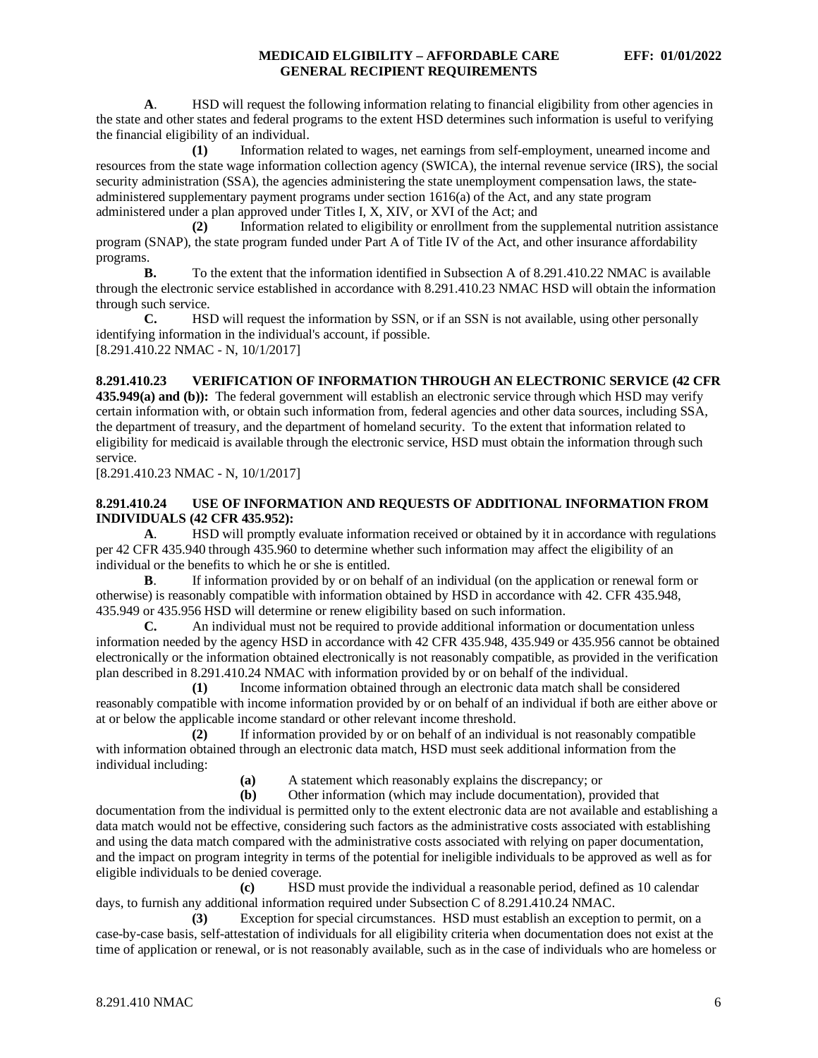**A**. HSD will request the following information relating to financial eligibility from other agencies in the state and other states and federal programs to the extent HSD determines such information is useful to verifying the financial eligibility of an individual.

**(1)** Information related to wages, net earnings from self-employment, unearned income and resources from the state wage information collection agency (SWICA), the internal revenue service (IRS), the social security administration (SSA), the agencies administering the state unemployment compensation laws, the state-administered supplementary payment programs under section 1616(a) of the Act, and any state program administered under a plan approved under Titles I, X, XIV, or XVI of the Act; and

**(2)** Information related to eligibility or enrollment from the supplemental nutrition assistance program (SNAP), the state program funded under Part A of Title IV of the Act, and other insurance affordability programs.

**B.** To the extent that the information identified in Subsection A of 8.291.410.22 NMAC is available through the electronic service established in accordance with 8.291.410.23 NMAC HSD will obtain the information through such service.

**C.** HSD will request the information by SSN, or if an SSN is not available, using other personally identifying information in the individual's account, if possible.

[8.291.410.22 NMAC - N, 10/1/2017]

**8.291.410.23 VERIFICATION OF INFORMATION THROUGH AN ELECTRONIC SERVICE (42 CFR 435.949(a) and (b)):** The federal government will establish an electronic service through which HSD may verify certain information with, or obtain such information from, federal agencies and other data sources, including SSA, the department of treasury, and the department of homeland security. To the extent that information related to eligibility for medicaid is available through the electronic service, HSD must obtain the information through such service.

[8.291.410.23 NMAC - N, 10/1/2017]

**8.291.410.24 USE OF INFORMATION AND REQUESTS OF ADDITIONAL INFORMATION FROM INDIVIDUALS (42 CFR 435.952):**

**A**. HSD will promptly evaluate information received or obtained by it in accordance with regulations per 42 CFR 435.940 through 435.960 to determine whether such information may affect the eligibility of an individual or the benefits to which he or she is entitled.

**B**. If information provided by or on behalf of an individual (on the application or renewal form or otherwise) is reasonably compatible with information obtained by HSD in accordance with 42. CFR 435.948, 435.949 or 435.956 HSD will determine or renew eligibility based on such information.

**C.** An individual must not be required to provide additional information or documentation unless information needed by the agency HSD in accordance with 42 CFR 435.948, 435.949 or 435.956 cannot be obtained electronically or the information obtained electronically is not reasonably compatible, as provided in the verification plan described in 8.291.410.24 NMAC with information provided by or on behalf of the individual.

**(1)** Income information obtained through an electronic data match shall be considered reasonably compatible with income information provided by or on behalf of an individual if both are either above or at or below the applicable income standard or other relevant income threshold.

**(2)** If information provided by or on behalf of an individual is not reasonably compatible with information obtained through an electronic data match, HSD must seek additional information from the individual including:

**(a)** A statement which reasonably explains the discrepancy; or

**(b)** Other information (which may include documentation), provided that documentation from the individual is permitted only to the extent electronic data are not available and establishing a data match would not be effective, considering such factors as the administrative costs associated with establishing and using the data match compared with the administrative costs associated with relying on paper documentation, and the impact on program integrity in terms of the potential for ineligible individuals to be approved as well as for eligible individuals to be denied coverage.

**(c)** HSD must provide the individual a reasonable period, defined as 10 calendar days, to furnish any additional information required under Subsection C of 8.291.410.24 NMAC.

**(3)** Exception for special circumstances. HSD must establish an exception to permit, on a case-by-case basis, self-attestation of individuals for all eligibility criteria when documentation does not exist at the time of application or renewal, or is not reasonably available, such as in the case of individuals who are homeless or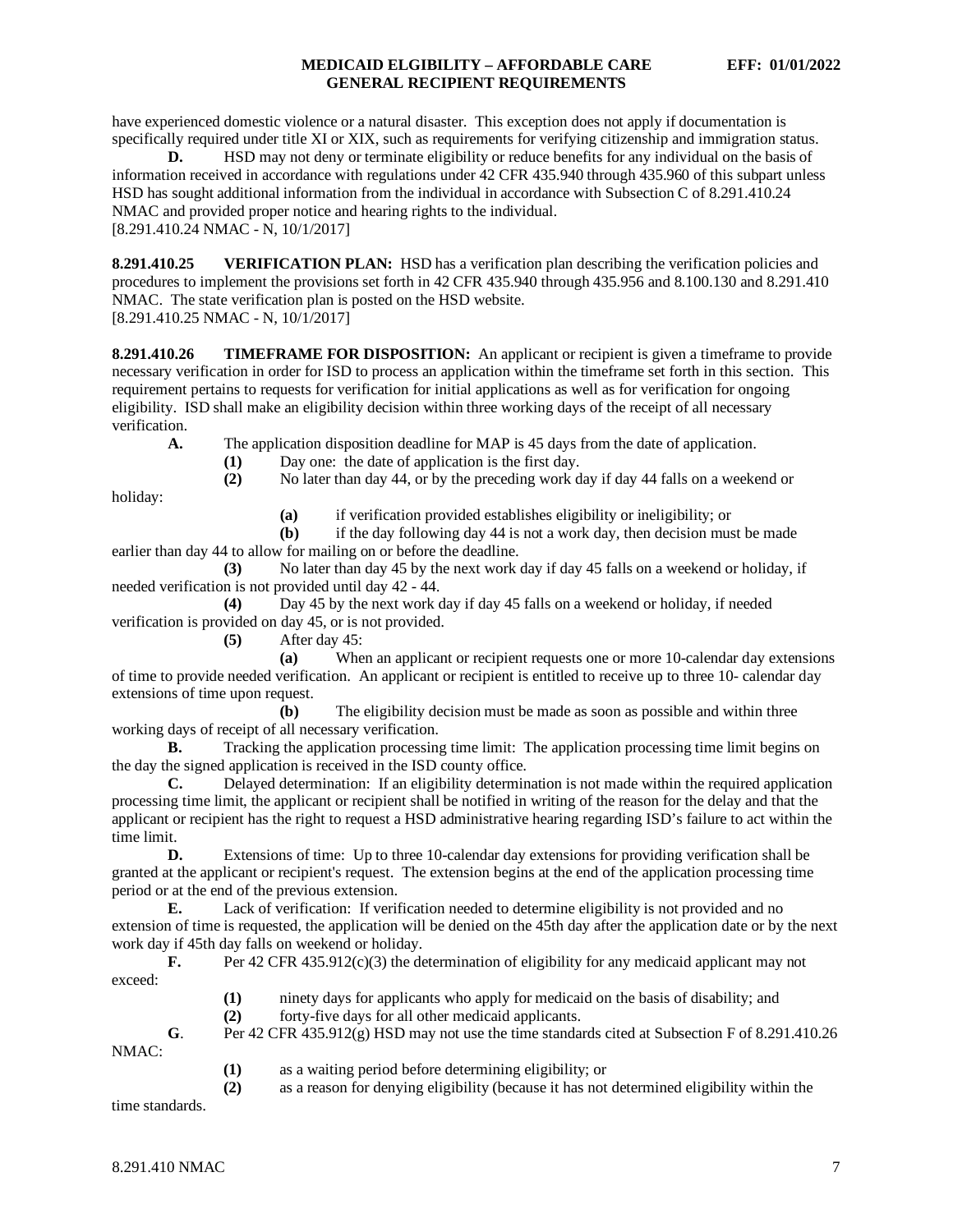have experienced domestic violence or a natural disaster. This exception does not apply if documentation is specifically required under title XI or XIX, such as requirements for verifying citizenship and immigration status.

**D.** HSD may not deny or terminate eligibility or reduce benefits for any individual on the basis of information received in accordance with regulations under 42 CFR 435.940 through 435.960 of this subpart unless HSD has sought additional information from the individual in accordance with Subsection C of 8.291.410.24 NMAC and provided proper notice and hearing rights to the individual.
[8.291.410.24 NMAC - N, 10/1/2017]

**8.291.410.25 VERIFICATION PLAN:** HSD has a verification plan describing the verification policies and procedures to implement the provisions set forth in 42 CFR 435.940 through 435.956 and 8.100.130 and 8.291.410 NMAC. The state verification plan is posted on the HSD website.
[8.291.410.25 NMAC - N, 10/1/2017]

**8.291.410.26 TIMEFRAME FOR DISPOSITION:** An applicant or recipient is given a timeframe to provide necessary verification in order for ISD to process an application within the timeframe set forth in this section. This requirement pertains to requests for verification for initial applications as well as for verification for ongoing eligibility. ISD shall make an eligibility decision within three working days of the receipt of all necessary verification.

**A.** The application disposition deadline for MAP is 45 days from the date of application.

**(1)** Day one: the date of application is the first day.

**(2)** No later than day 44, or by the preceding work day if day 44 falls on a weekend or holiday:

**(a)** if verification provided establishes eligibility or ineligibility; or

**(b)** if the day following day 44 is not a work day, then decision must be made earlier than day 44 to allow for mailing on or before the deadline.

**(3)** No later than day 45 by the next work day if day 45 falls on a weekend or holiday, if needed verification is not provided until day 42 - 44.

**(4)** Day 45 by the next work day if day 45 falls on a weekend or holiday, if needed verification is provided on day 45, or is not provided.

**(5)** After day 45:

**(a)** When an applicant or recipient requests one or more 10-calendar day extensions of time to provide needed verification. An applicant or recipient is entitled to receive up to three 10- calendar day extensions of time upon request.

**(b)** The eligibility decision must be made as soon as possible and within three working days of receipt of all necessary verification.

**B.** Tracking the application processing time limit: The application processing time limit begins on the day the signed application is received in the ISD county office.

**C.** Delayed determination: If an eligibility determination is not made within the required application processing time limit, the applicant or recipient shall be notified in writing of the reason for the delay and that the applicant or recipient has the right to request a HSD administrative hearing regarding ISD's failure to act within the time limit.

**D.** Extensions of time: Up to three 10-calendar day extensions for providing verification shall be granted at the applicant or recipient's request. The extension begins at the end of the application processing time period or at the end of the previous extension.

**E.** Lack of verification: If verification needed to determine eligibility is not provided and no extension of time is requested, the application will be denied on the 45th day after the application date or by the next work day if 45th day falls on weekend or holiday.

**F.** Per 42 CFR 435.912(c)(3) the determination of eligibility for any medicaid applicant may not exceed:

**(1)** ninety days for applicants who apply for medicaid on the basis of disability; and

**(2)** forty-five days for all other medicaid applicants.

**G**. Per 42 CFR 435.912(g) HSD may not use the time standards cited at Subsection F of 8.291.410.26 NMAC:

**(1)** as a waiting period before determining eligibility; or

**(2)** as a reason for denying eligibility (because it has not determined eligibility within the time standards.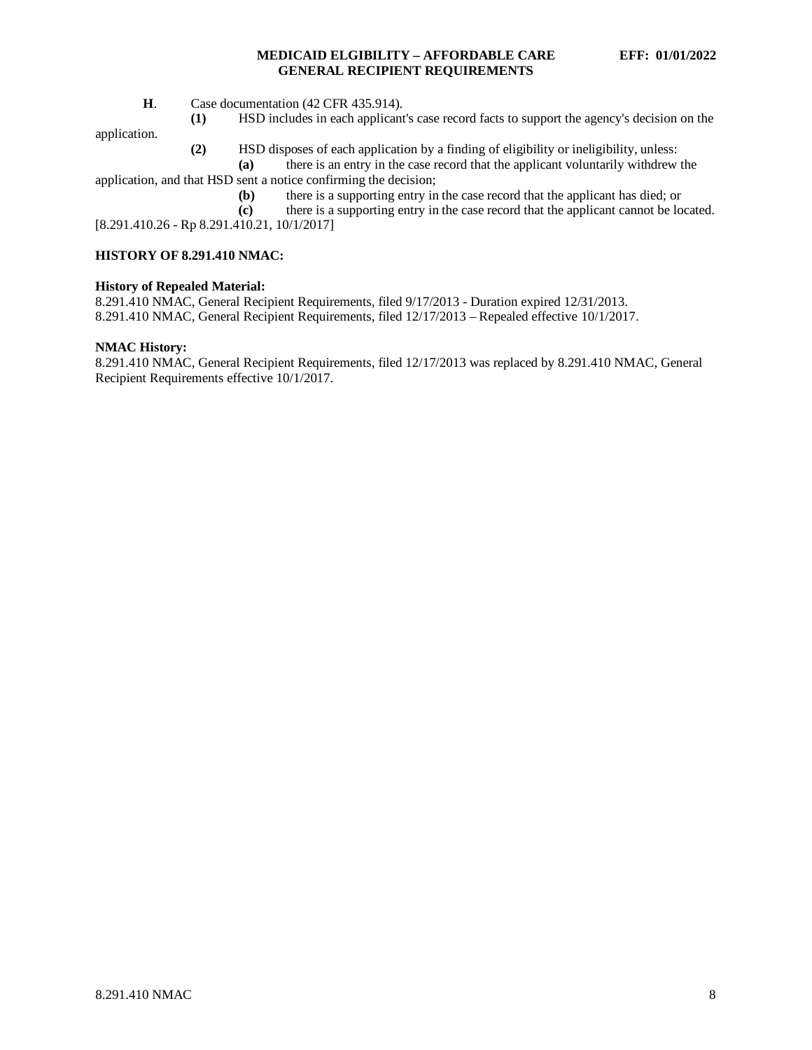**H**. Case documentation (42 CFR 435.914).

**(1)** HSD includes in each applicant's case record facts to support the agency's decision on the application.

**(2)** HSD disposes of each application by a finding of eligibility or ineligibility, unless:

**(a)** there is an entry in the case record that the applicant voluntarily withdrew the application, and that HSD sent a notice confirming the decision;

**(b)** there is a supporting entry in the case record that the applicant has died; or

**(c)** there is a supporting entry in the case record that the applicant cannot be located.

[8.291.410.26 - Rp 8.291.410.21, 10/1/2017]

**HISTORY OF 8.291.410 NMAC:**

**History of Repealed Material:**
8.291.410 NMAC, General Recipient Requirements, filed 9/17/2013 - Duration expired 12/31/2013.
8.291.410 NMAC, General Recipient Requirements, filed 12/17/2013 – Repealed effective 10/1/2017.

**NMAC History:**
8.291.410 NMAC, General Recipient Requirements, filed 12/17/2013 was replaced by 8.291.410 NMAC, General Recipient Requirements effective 10/1/2017.